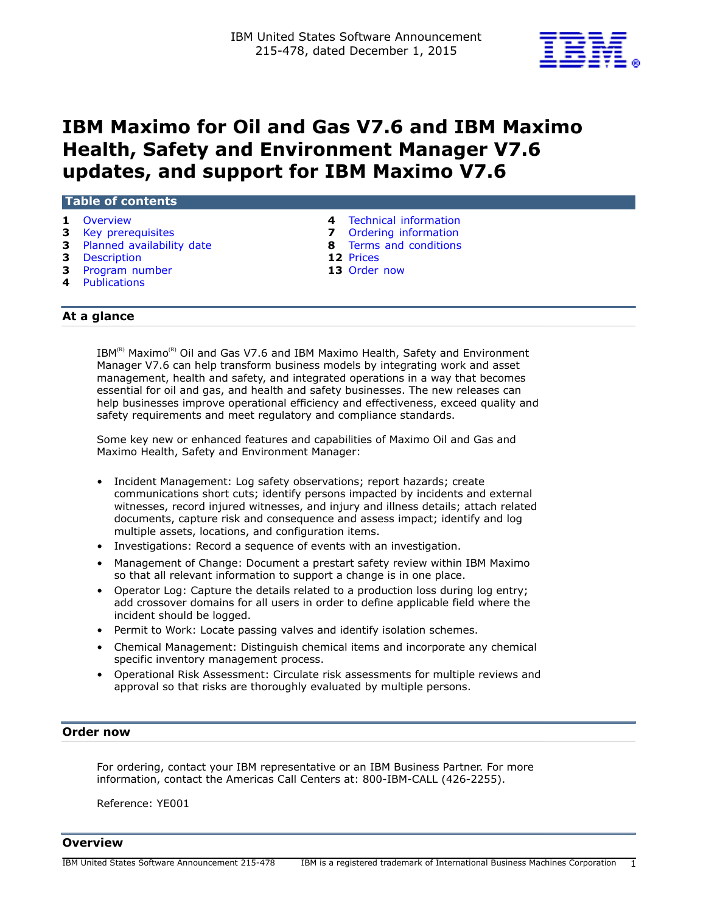IBM United States Software Announcement
215-478, dated December 1, 2015

# IBM Maximo for Oil and Gas V7.6 and IBM Maximo Health, Safety and Environment Manager V7.6 updates, and support for IBM Maximo V7.6

## Table of contents

| | | | |
|---|---|---|---|
| 1 | Overview | 4 | Technical information |
| 3 | Key prerequisites | 7 | Ordering information |
| 3 | Planned availability date | 8 | Terms and conditions |
| 3 | Description | 12 | Prices |
| 3 | Program number | 13 | Order now |
| 4 | Publications | | |

## At a glance

IBM(R) Maximo(R) Oil and Gas V7.6 and IBM Maximo Health, Safety and Environment Manager V7.6 can help transform business models by integrating work and asset management, health and safety, and integrated operations in a way that becomes essential for oil and gas, and health and safety businesses. The new releases can help businesses improve operational efficiency and effectiveness, exceed quality and safety requirements and meet regulatory and compliance standards.

Some key new or enhanced features and capabilities of Maximo Oil and Gas and Maximo Health, Safety and Environment Manager:

- Incident Management: Log safety observations; report hazards; create communications short cuts; identify persons impacted by incidents and external witnesses, record injured witnesses, and injury and illness details; attach related documents, capture risk and consequence and assess impact; identify and log multiple assets, locations, and configuration items.
- Investigations: Record a sequence of events with an investigation.
- Management of Change: Document a prestart safety review within IBM Maximo so that all relevant information to support a change is in one place.
- Operator Log: Capture the details related to a production loss during log entry; add crossover domains for all users in order to define applicable field where the incident should be logged.
- Permit to Work: Locate passing valves and identify isolation schemes.
- Chemical Management: Distinguish chemical items and incorporate any chemical specific inventory management process.
- Operational Risk Assessment: Circulate risk assessments for multiple reviews and approval so that risks are thoroughly evaluated by multiple persons.

## Order now

For ordering, contact your IBM representative or an IBM Business Partner. For more information, contact the Americas Call Centers at: 800-IBM-CALL (426-2255).

Reference: YE001

## Overview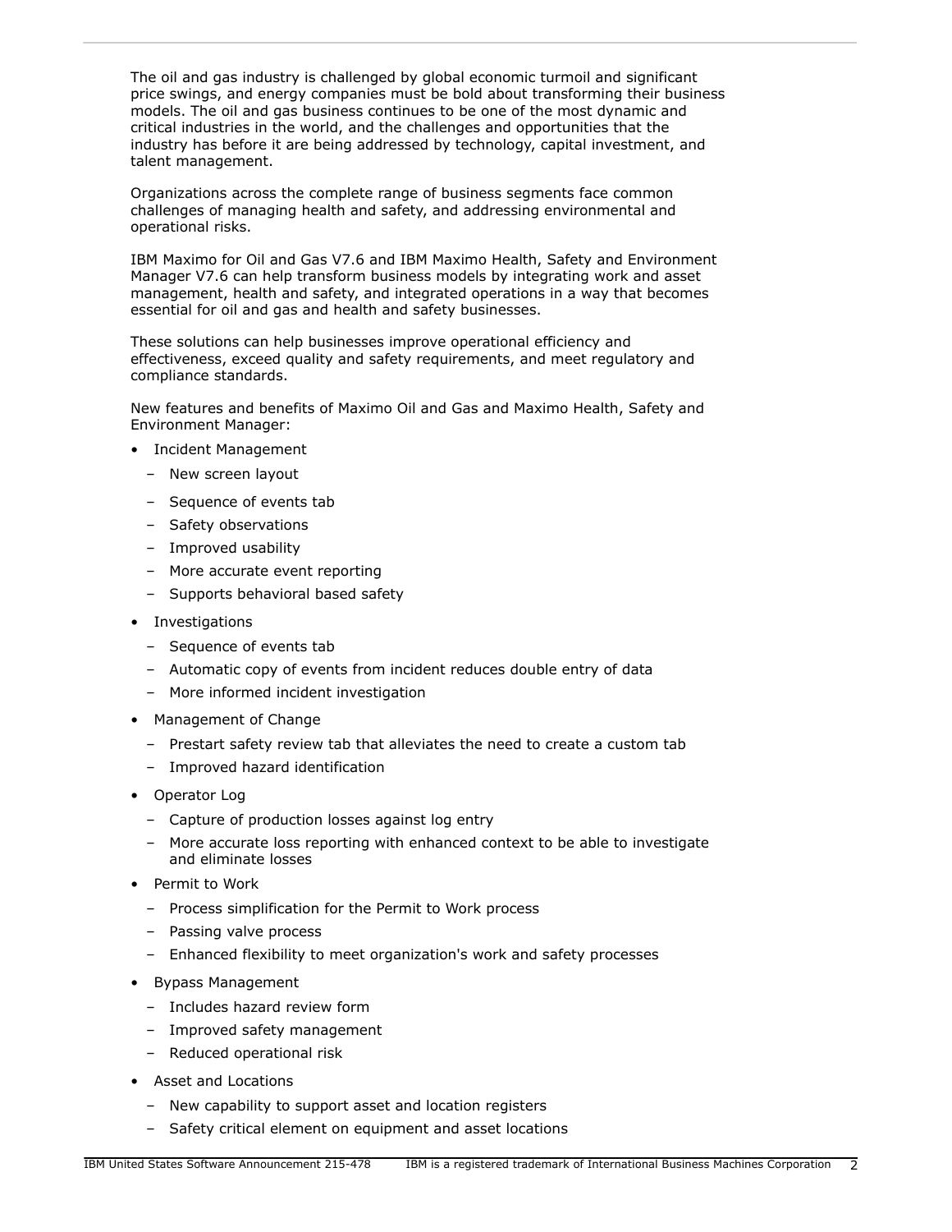The oil and gas industry is challenged by global economic turmoil and significant price swings, and energy companies must be bold about transforming their business models. The oil and gas business continues to be one of the most dynamic and critical industries in the world, and the challenges and opportunities that the industry has before it are being addressed by technology, capital investment, and talent management.

Organizations across the complete range of business segments face common challenges of managing health and safety, and addressing environmental and operational risks.

IBM Maximo for Oil and Gas V7.6 and IBM Maximo Health, Safety and Environment Manager V7.6 can help transform business models by integrating work and asset management, health and safety, and integrated operations in a way that becomes essential for oil and gas and health and safety businesses.

These solutions can help businesses improve operational efficiency and effectiveness, exceed quality and safety requirements, and meet regulatory and compliance standards.

New features and benefits of Maximo Oil and Gas and Maximo Health, Safety and Environment Manager:

- Incident Management
  - New screen layout
  - Sequence of events tab
  - Safety observations
  - Improved usability
  - More accurate event reporting
  - Supports behavioral based safety
- Investigations
  - Sequence of events tab
  - Automatic copy of events from incident reduces double entry of data
  - More informed incident investigation
- Management of Change
  - Prestart safety review tab that alleviates the need to create a custom tab
  - Improved hazard identification
- Operator Log
  - Capture of production losses against log entry
  - More accurate loss reporting with enhanced context to be able to investigate and eliminate losses
- Permit to Work
  - Process simplification for the Permit to Work process
  - Passing valve process
  - Enhanced flexibility to meet organization's work and safety processes
- Bypass Management
  - Includes hazard review form
  - Improved safety management
  - Reduced operational risk
- Asset and Locations
  - New capability to support asset and location registers
  - Safety critical element on equipment and asset locations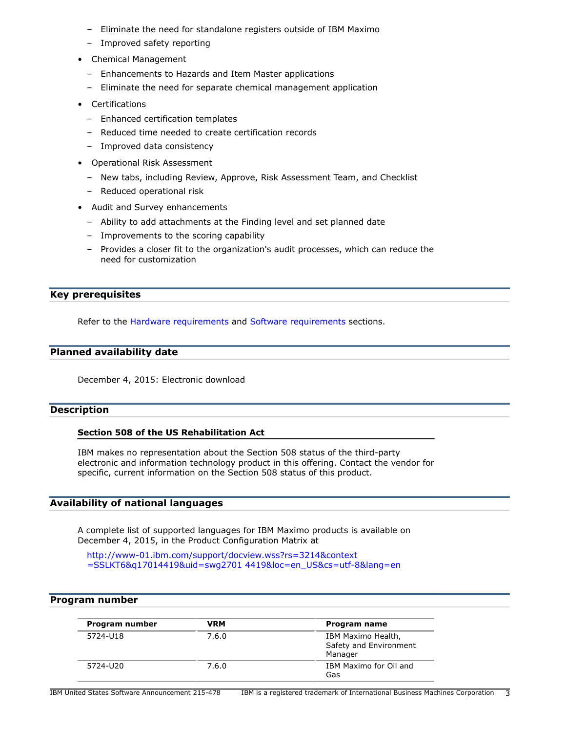- Eliminate the need for standalone registers outside of IBM Maximo
  - Improved safety reporting
- Chemical Management
  - Enhancements to Hazards and Item Master applications
  - Eliminate the need for separate chemical management application
- Certifications
  - Enhanced certification templates
  - Reduced time needed to create certification records
  - Improved data consistency
- Operational Risk Assessment
  - New tabs, including Review, Approve, Risk Assessment Team, and Checklist
  - Reduced operational risk
- Audit and Survey enhancements
  - Ability to add attachments at the Finding level and set planned date
  - Improvements to the scoring capability
  - Provides a closer fit to the organization's audit processes, which can reduce the need for customization

## Key prerequisites

Refer to the Hardware requirements and Software requirements sections.

## Planned availability date

December 4, 2015: Electronic download

## Description

### Section 508 of the US Rehabilitation Act

IBM makes no representation about the Section 508 status of the third-party electronic and information technology product in this offering. Contact the vendor for specific, current information on the Section 508 status of this product.

## Availability of national languages

A complete list of supported languages for IBM Maximo products is available on December 4, 2015, in the Product Configuration Matrix at

http://www-01.ibm.com/support/docview.wss?rs=3214&context=SSLKT6&q17014419&uid=swg2701 4419&loc=en_US&cs=utf-8&lang=en

## Program number

| Program number | VRM | Program name |
| --- | --- | --- |
| 5724-U18 | 7.6.0 | IBM Maximo Health, Safety and Environment Manager |
| 5724-U20 | 7.6.0 | IBM Maximo for Oil and Gas |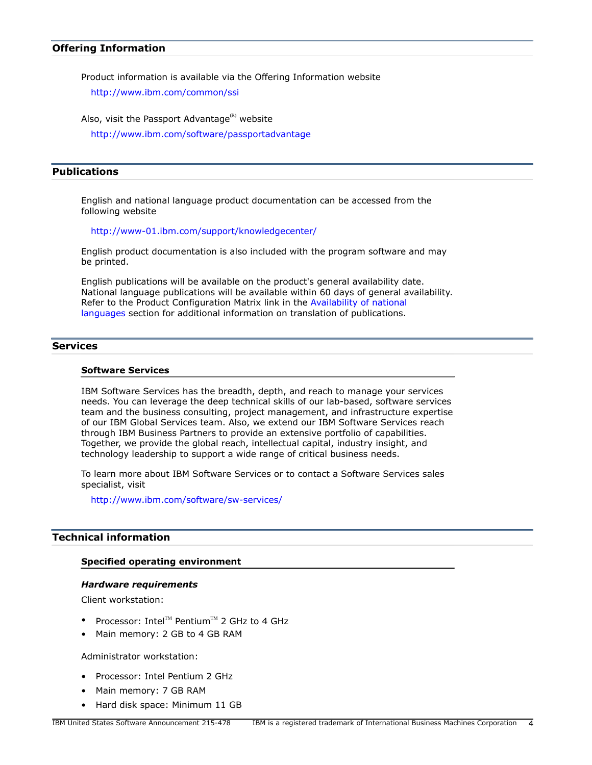## Offering Information

Product information is available via the Offering Information website

http://www.ibm.com/common/ssi

Also, visit the Passport Advantage(R) website

http://www.ibm.com/software/passportadvantage

## Publications

English and national language product documentation can be accessed from the following website

http://www-01.ibm.com/support/knowledgecenter/

English product documentation is also included with the program software and may be printed.

English publications will be available on the product's general availability date. National language publications will be available within 60 days of general availability. Refer to the Product Configuration Matrix link in the Availability of national languages section for additional information on translation of publications.

## Services

### Software Services

IBM Software Services has the breadth, depth, and reach to manage your services needs. You can leverage the deep technical skills of our lab-based, software services team and the business consulting, project management, and infrastructure expertise of our IBM Global Services team. Also, we extend our IBM Software Services reach through IBM Business Partners to provide an extensive portfolio of capabilities. Together, we provide the global reach, intellectual capital, industry insight, and technology leadership to support a wide range of critical business needs.

To learn more about IBM Software Services or to contact a Software Services sales specialist, visit

http://www.ibm.com/software/sw-services/

## Technical information

### Specified operating environment

#### *Hardware requirements*

Client workstation:

- Processor: Intel™ Pentium™ 2 GHz to 4 GHz
- Main memory: 2 GB to 4 GB RAM

Administrator workstation:

- Processor: Intel Pentium 2 GHz
- Main memory: 7 GB RAM
- Hard disk space: Minimum 11 GB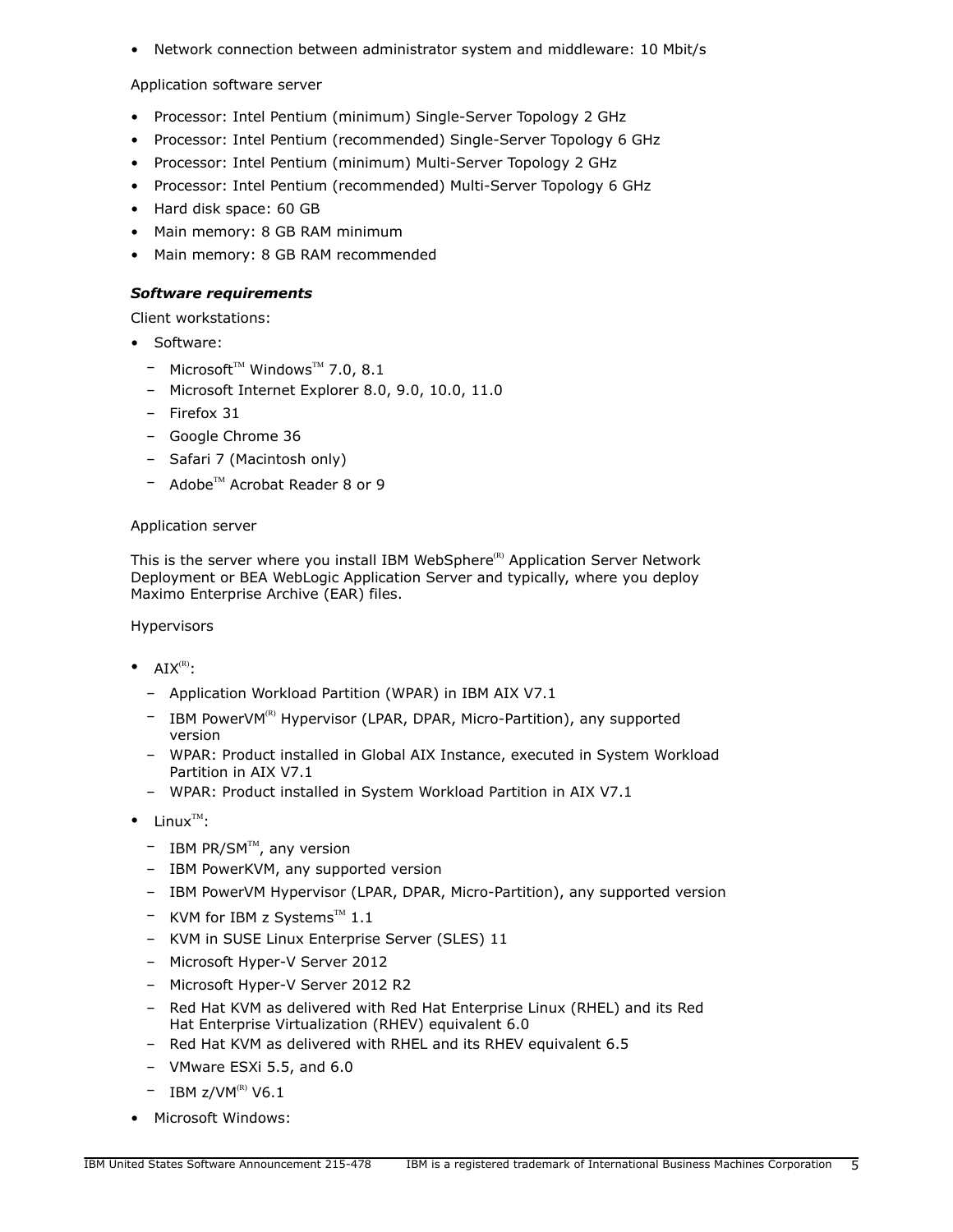- Network connection between administrator system and middleware: 10 Mbit/s

Application software server

- Processor: Intel Pentium (minimum) Single-Server Topology 2 GHz
- Processor: Intel Pentium (recommended) Single-Server Topology 6 GHz
- Processor: Intel Pentium (minimum) Multi-Server Topology 2 GHz
- Processor: Intel Pentium (recommended) Multi-Server Topology 6 GHz
- Hard disk space: 60 GB
- Main memory: 8 GB RAM minimum
- Main memory: 8 GB RAM recommended

***Software requirements***

Client workstations:

- Software:
  - Microsoft™ Windows™ 7.0, 8.1
  - Microsoft Internet Explorer 8.0, 9.0, 10.0, 11.0
  - Firefox 31
  - Google Chrome 36
  - Safari 7 (Macintosh only)
  - Adobe™ Acrobat Reader 8 or 9

Application server

This is the server where you install IBM WebSphere(R) Application Server Network Deployment or BEA WebLogic Application Server and typically, where you deploy Maximo Enterprise Archive (EAR) files.

Hypervisors

- AIX(R):
  - Application Workload Partition (WPAR) in IBM AIX V7.1
  - IBM PowerVM(R) Hypervisor (LPAR, DPAR, Micro-Partition), any supported version
  - WPAR: Product installed in Global AIX Instance, executed in System Workload Partition in AIX V7.1
  - WPAR: Product installed in System Workload Partition in AIX V7.1
- Linux™:
  - IBM PR/SM™, any version
  - IBM PowerKVM, any supported version
  - IBM PowerVM Hypervisor (LPAR, DPAR, Micro-Partition), any supported version
  - KVM for IBM z Systems™ 1.1
  - KVM in SUSE Linux Enterprise Server (SLES) 11
  - Microsoft Hyper-V Server 2012
  - Microsoft Hyper-V Server 2012 R2
  - Red Hat KVM as delivered with Red Hat Enterprise Linux (RHEL) and its Red Hat Enterprise Virtualization (RHEV) equivalent 6.0
  - Red Hat KVM as delivered with RHEL and its RHEV equivalent 6.5
  - VMware ESXi 5.5, and 6.0
  - IBM z/VM(R) V6.1
- Microsoft Windows: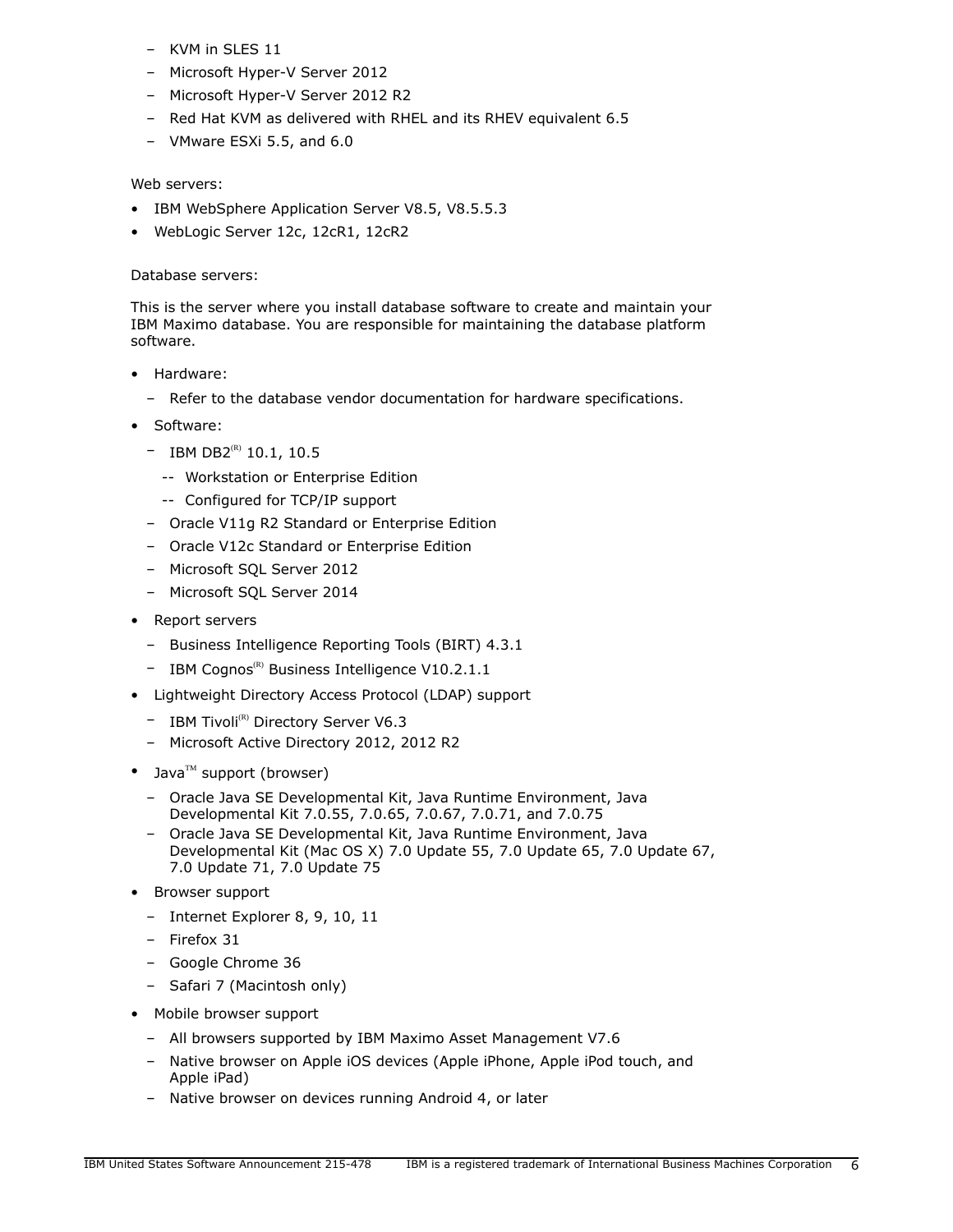- KVM in SLES 11
- Microsoft Hyper-V Server 2012
- Microsoft Hyper-V Server 2012 R2
- Red Hat KVM as delivered with RHEL and its RHEV equivalent 6.5
- VMware ESXi 5.5, and 6.0

Web servers:

- IBM WebSphere Application Server V8.5, V8.5.5.3
- WebLogic Server 12c, 12cR1, 12cR2

Database servers:

This is the server where you install database software to create and maintain your IBM Maximo database. You are responsible for maintaining the database platform software.

- Hardware:
  - Refer to the database vendor documentation for hardware specifications.
- Software:
  - IBM DB2(R) 10.1, 10.5
    - Workstation or Enterprise Edition
    - Configured for TCP/IP support
  - Oracle V11g R2 Standard or Enterprise Edition
  - Oracle V12c Standard or Enterprise Edition
  - Microsoft SQL Server 2012
  - Microsoft SQL Server 2014
- Report servers
  - Business Intelligence Reporting Tools (BIRT) 4.3.1
  - IBM Cognos(R) Business Intelligence V10.2.1.1
- Lightweight Directory Access Protocol (LDAP) support
  - IBM Tivoli(R) Directory Server V6.3
  - Microsoft Active Directory 2012, 2012 R2
- Java™ support (browser)
  - Oracle Java SE Developmental Kit, Java Runtime Environment, Java Developmental Kit 7.0.55, 7.0.65, 7.0.67, 7.0.71, and 7.0.75
  - Oracle Java SE Developmental Kit, Java Runtime Environment, Java Developmental Kit (Mac OS X) 7.0 Update 55, 7.0 Update 65, 7.0 Update 67, 7.0 Update 71, 7.0 Update 75
- Browser support
  - Internet Explorer 8, 9, 10, 11
  - Firefox 31
  - Google Chrome 36
  - Safari 7 (Macintosh only)
- Mobile browser support
  - All browsers supported by IBM Maximo Asset Management V7.6
  - Native browser on Apple iOS devices (Apple iPhone, Apple iPod touch, and Apple iPad)
  - Native browser on devices running Android 4, or later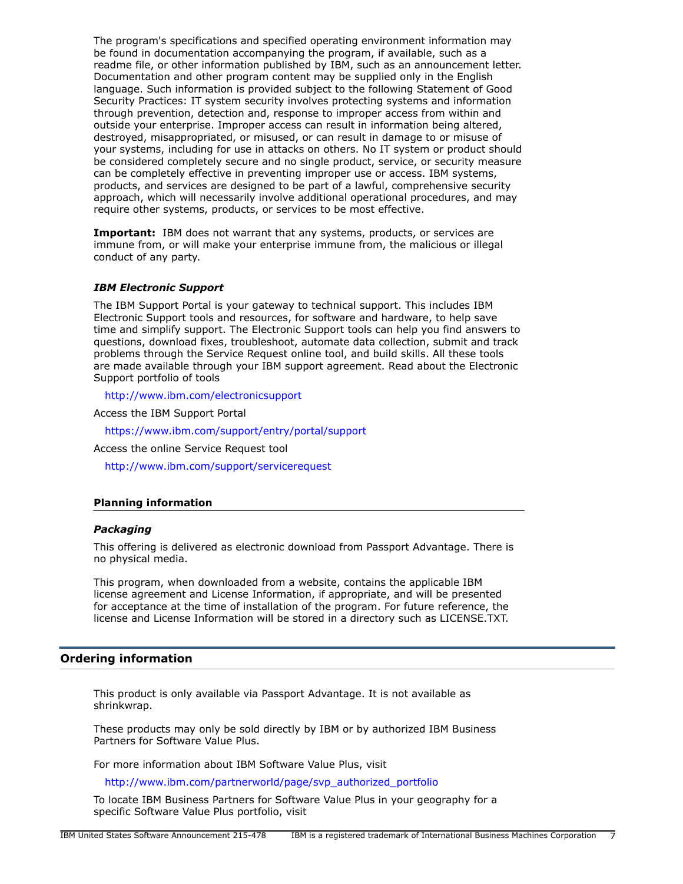The program's specifications and specified operating environment information may be found in documentation accompanying the program, if available, such as a readme file, or other information published by IBM, such as an announcement letter. Documentation and other program content may be supplied only in the English language. Such information is provided subject to the following Statement of Good Security Practices: IT system security involves protecting systems and information through prevention, detection and, response to improper access from within and outside your enterprise. Improper access can result in information being altered, destroyed, misappropriated, or misused, or can result in damage to or misuse of your systems, including for use in attacks on others. No IT system or product should be considered completely secure and no single product, service, or security measure can be completely effective in preventing improper use or access. IBM systems, products, and services are designed to be part of a lawful, comprehensive security approach, which will necessarily involve additional operational procedures, and may require other systems, products, or services to be most effective.

**Important:** IBM does not warrant that any systems, products, or services are immune from, or will make your enterprise immune from, the malicious or illegal conduct of any party.

***IBM Electronic Support***

The IBM Support Portal is your gateway to technical support. This includes IBM Electronic Support tools and resources, for software and hardware, to help save time and simplify support. The Electronic Support tools can help you find answers to questions, download fixes, troubleshoot, automate data collection, submit and track problems through the Service Request online tool, and build skills. All these tools are made available through your IBM support agreement. Read about the Electronic Support portfolio of tools

http://www.ibm.com/electronicsupport

Access the IBM Support Portal

https://www.ibm.com/support/entry/portal/support

Access the online Service Request tool

http://www.ibm.com/support/servicerequest

### Planning information

***Packaging***

This offering is delivered as electronic download from Passport Advantage. There is no physical media.

This program, when downloaded from a website, contains the applicable IBM license agreement and License Information, if appropriate, and will be presented for acceptance at the time of installation of the program. For future reference, the license and License Information will be stored in a directory such as LICENSE.TXT.

## Ordering information

This product is only available via Passport Advantage. It is not available as shrinkwrap.

These products may only be sold directly by IBM or by authorized IBM Business Partners for Software Value Plus.

For more information about IBM Software Value Plus, visit

http://www.ibm.com/partnerworld/page/svp_authorized_portfolio

To locate IBM Business Partners for Software Value Plus in your geography for a specific Software Value Plus portfolio, visit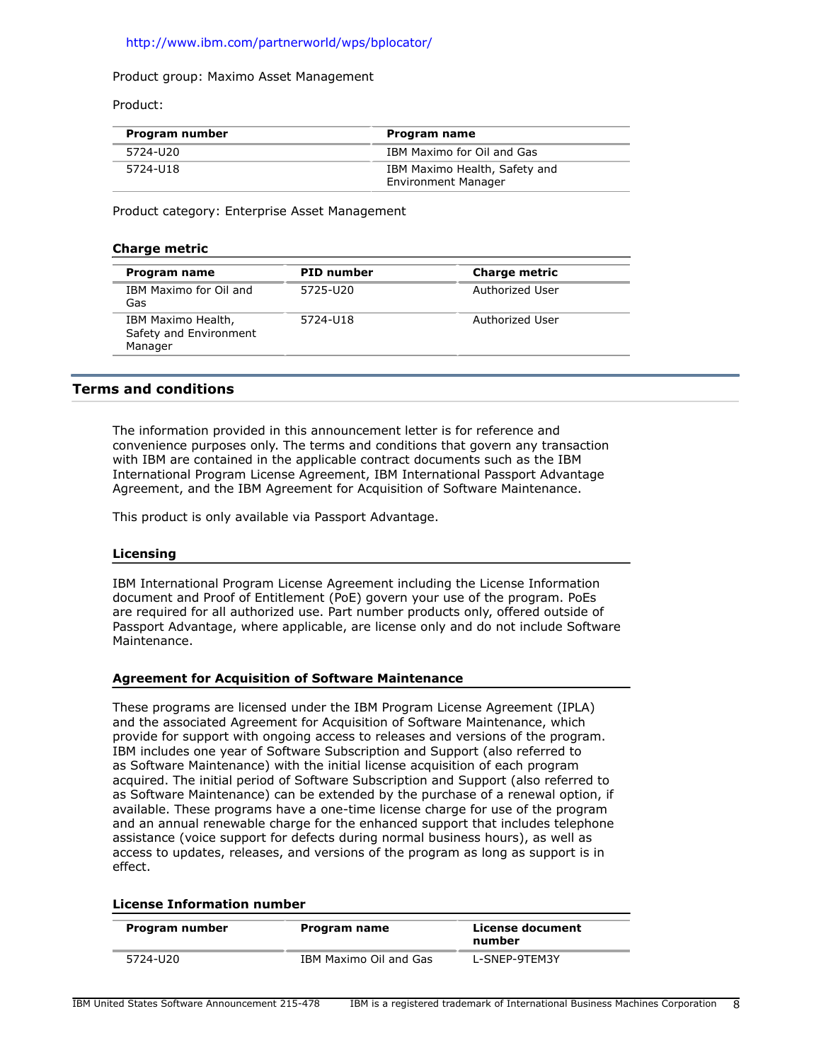http://www.ibm.com/partnerworld/wps/bplocator/

Product group: Maximo Asset Management

Product:

| Program number | Program name |
| --- | --- |
| 5724-U20 | IBM Maximo for Oil and Gas |
| 5724-U18 | IBM Maximo Health, Safety and Environment Manager |

Product category: Enterprise Asset Management

### Charge metric

| Program name | PID number | Charge metric |
| --- | --- | --- |
| IBM Maximo for Oil and Gas | 5725-U20 | Authorized User |
| IBM Maximo Health, Safety and Environment Manager | 5724-U18 | Authorized User |

## Terms and conditions

The information provided in this announcement letter is for reference and convenience purposes only. The terms and conditions that govern any transaction with IBM are contained in the applicable contract documents such as the IBM International Program License Agreement, IBM International Passport Advantage Agreement, and the IBM Agreement for Acquisition of Software Maintenance.

This product is only available via Passport Advantage.

### Licensing

IBM International Program License Agreement including the License Information document and Proof of Entitlement (PoE) govern your use of the program. PoEs are required for all authorized use. Part number products only, offered outside of Passport Advantage, where applicable, are license only and do not include Software Maintenance.

### Agreement for Acquisition of Software Maintenance

These programs are licensed under the IBM Program License Agreement (IPLA) and the associated Agreement for Acquisition of Software Maintenance, which provide for support with ongoing access to releases and versions of the program. IBM includes one year of Software Subscription and Support (also referred to as Software Maintenance) with the initial license acquisition of each program acquired. The initial period of Software Subscription and Support (also referred to as Software Maintenance) can be extended by the purchase of a renewal option, if available. These programs have a one-time license charge for use of the program and an annual renewable charge for the enhanced support that includes telephone assistance (voice support for defects during normal business hours), as well as access to updates, releases, and versions of the program as long as support is in effect.

### License Information number

| Program number | Program name | License document number |
| --- | --- | --- |
| 5724-U20 | IBM Maximo Oil and Gas | L-SNEP-9TEM3Y |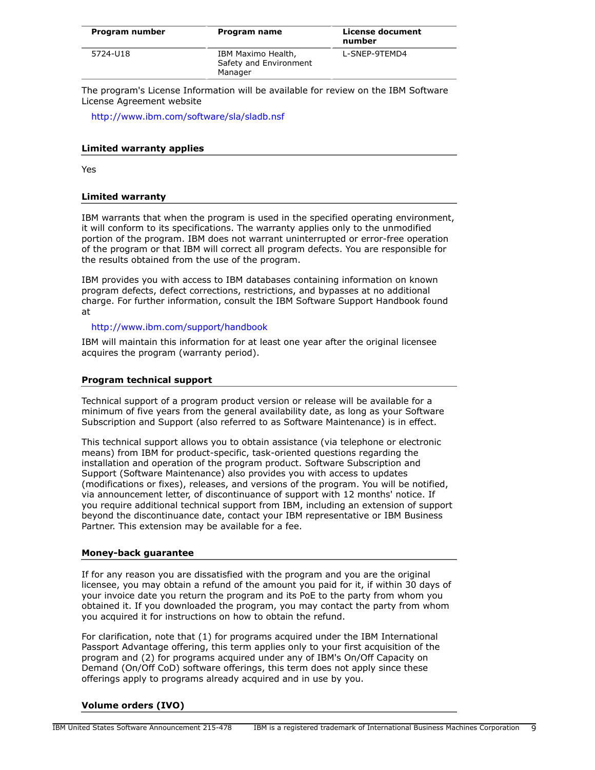| Program number | Program name | License document number |
| --- | --- | --- |
| 5724-U18 | IBM Maximo Health, Safety and Environment Manager | L-SNEP-9TEMD4 |

The program's License Information will be available for review on the IBM Software License Agreement website

http://www.ibm.com/software/sla/sladb.nsf

### Limited warranty applies

Yes

### Limited warranty

IBM warrants that when the program is used in the specified operating environment, it will conform to its specifications. The warranty applies only to the unmodified portion of the program. IBM does not warrant uninterrupted or error-free operation of the program or that IBM will correct all program defects. You are responsible for the results obtained from the use of the program.

IBM provides you with access to IBM databases containing information on known program defects, defect corrections, restrictions, and bypasses at no additional charge. For further information, consult the IBM Software Support Handbook found at

http://www.ibm.com/support/handbook

IBM will maintain this information for at least one year after the original licensee acquires the program (warranty period).

### Program technical support

Technical support of a program product version or release will be available for a minimum of five years from the general availability date, as long as your Software Subscription and Support (also referred to as Software Maintenance) is in effect.

This technical support allows you to obtain assistance (via telephone or electronic means) from IBM for product-specific, task-oriented questions regarding the installation and operation of the program product. Software Subscription and Support (Software Maintenance) also provides you with access to updates (modifications or fixes), releases, and versions of the program. You will be notified, via announcement letter, of discontinuance of support with 12 months' notice. If you require additional technical support from IBM, including an extension of support beyond the discontinuance date, contact your IBM representative or IBM Business Partner. This extension may be available for a fee.

### Money-back guarantee

If for any reason you are dissatisfied with the program and you are the original licensee, you may obtain a refund of the amount you paid for it, if within 30 days of your invoice date you return the program and its PoE to the party from whom you obtained it. If you downloaded the program, you may contact the party from whom you acquired it for instructions on how to obtain the refund.

For clarification, note that (1) for programs acquired under the IBM International Passport Advantage offering, this term applies only to your first acquisition of the program and (2) for programs acquired under any of IBM's On/Off Capacity on Demand (On/Off CoD) software offerings, this term does not apply since these offerings apply to programs already acquired and in use by you.

### Volume orders (IVO)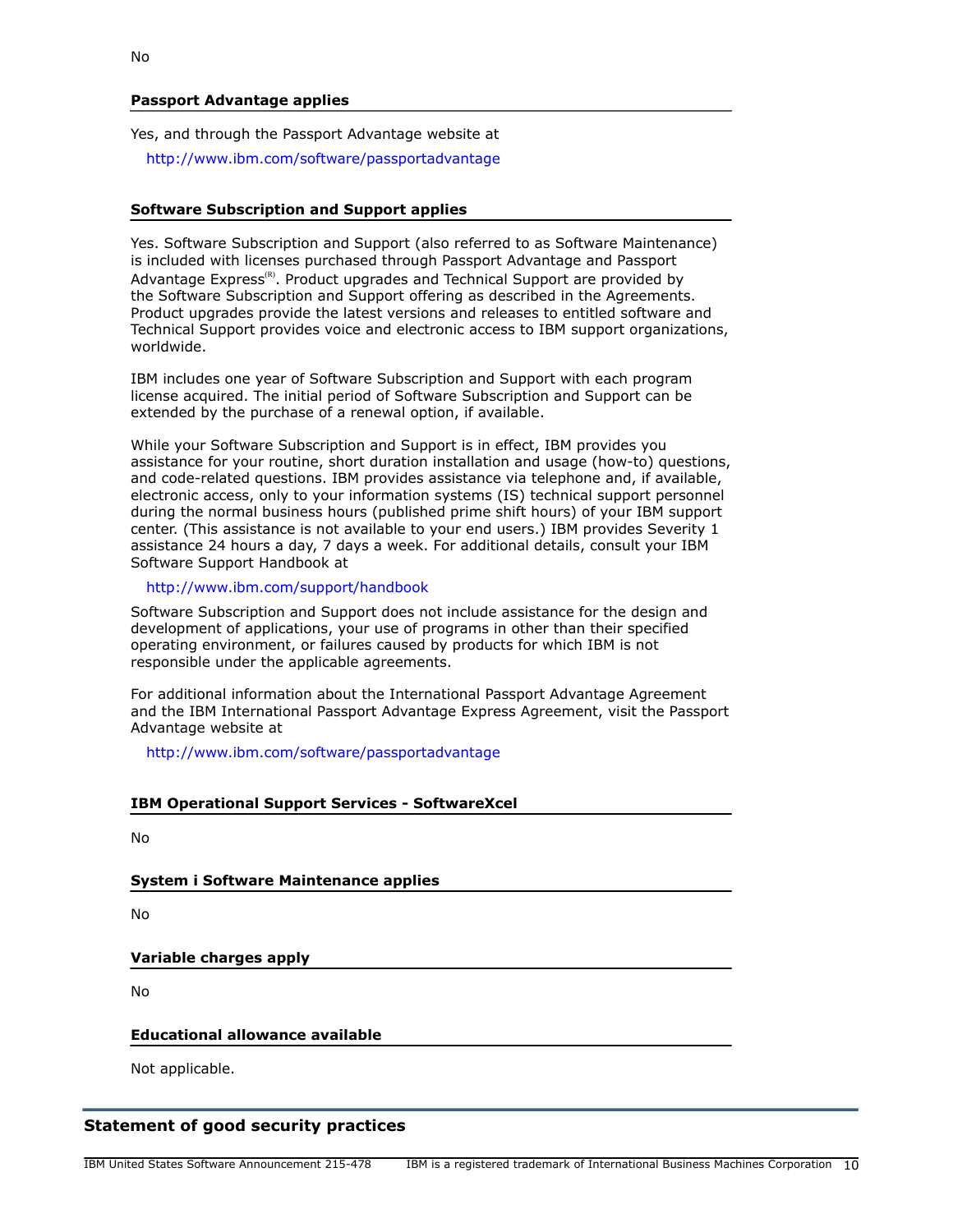No

### Passport Advantage applies

Yes, and through the Passport Advantage website at

http://www.ibm.com/software/passportadvantage

### Software Subscription and Support applies

Yes. Software Subscription and Support (also referred to as Software Maintenance) is included with licenses purchased through Passport Advantage and Passport Advantage Express(R). Product upgrades and Technical Support are provided by the Software Subscription and Support offering as described in the Agreements. Product upgrades provide the latest versions and releases to entitled software and Technical Support provides voice and electronic access to IBM support organizations, worldwide.

IBM includes one year of Software Subscription and Support with each program license acquired. The initial period of Software Subscription and Support can be extended by the purchase of a renewal option, if available.

While your Software Subscription and Support is in effect, IBM provides you assistance for your routine, short duration installation and usage (how-to) questions, and code-related questions. IBM provides assistance via telephone and, if available, electronic access, only to your information systems (IS) technical support personnel during the normal business hours (published prime shift hours) of your IBM support center. (This assistance is not available to your end users.) IBM provides Severity 1 assistance 24 hours a day, 7 days a week. For additional details, consult your IBM Software Support Handbook at

http://www.ibm.com/support/handbook

Software Subscription and Support does not include assistance for the design and development of applications, your use of programs in other than their specified operating environment, or failures caused by products for which IBM is not responsible under the applicable agreements.

For additional information about the International Passport Advantage Agreement and the IBM International Passport Advantage Express Agreement, visit the Passport Advantage website at

http://www.ibm.com/software/passportadvantage

### IBM Operational Support Services - SoftwareXcel

No

### System i Software Maintenance applies

No

### Variable charges apply

No

### Educational allowance available

Not applicable.

## Statement of good security practices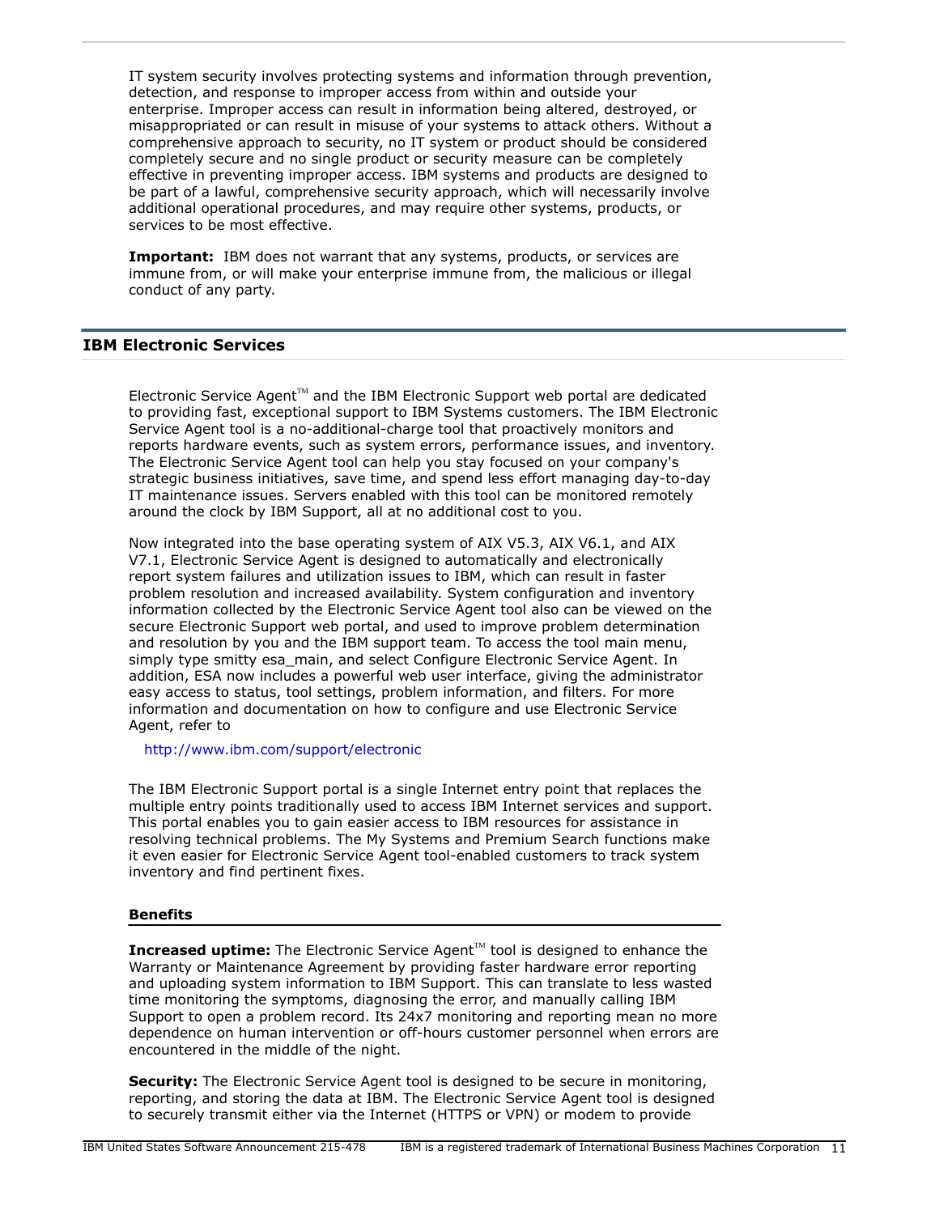IT system security involves protecting systems and information through prevention, detection, and response to improper access from within and outside your enterprise. Improper access can result in information being altered, destroyed, or misappropriated or can result in misuse of your systems to attack others. Without a comprehensive approach to security, no IT system or product should be considered completely secure and no single product or security measure can be completely effective in preventing improper access. IBM systems and products are designed to be part of a lawful, comprehensive security approach, which will necessarily involve additional operational procedures, and may require other systems, products, or services to be most effective.

**Important:** IBM does not warrant that any systems, products, or services are immune from, or will make your enterprise immune from, the malicious or illegal conduct of any party.

## IBM Electronic Services

Electronic Service Agent™ and the IBM Electronic Support web portal are dedicated to providing fast, exceptional support to IBM Systems customers. The IBM Electronic Service Agent tool is a no-additional-charge tool that proactively monitors and reports hardware events, such as system errors, performance issues, and inventory. The Electronic Service Agent tool can help you stay focused on your company's strategic business initiatives, save time, and spend less effort managing day-to-day IT maintenance issues. Servers enabled with this tool can be monitored remotely around the clock by IBM Support, all at no additional cost to you.

Now integrated into the base operating system of AIX V5.3, AIX V6.1, and AIX V7.1, Electronic Service Agent is designed to automatically and electronically report system failures and utilization issues to IBM, which can result in faster problem resolution and increased availability. System configuration and inventory information collected by the Electronic Service Agent tool also can be viewed on the secure Electronic Support web portal, and used to improve problem determination and resolution by you and the IBM support team. To access the tool main menu, simply type smitty esa_main, and select Configure Electronic Service Agent. In addition, ESA now includes a powerful web user interface, giving the administrator easy access to status, tool settings, problem information, and filters. For more information and documentation on how to configure and use Electronic Service Agent, refer to

http://www.ibm.com/support/electronic

The IBM Electronic Support portal is a single Internet entry point that replaces the multiple entry points traditionally used to access IBM Internet services and support. This portal enables you to gain easier access to IBM resources for assistance in resolving technical problems. The My Systems and Premium Search functions make it even easier for Electronic Service Agent tool-enabled customers to track system inventory and find pertinent fixes.

### Benefits

**Increased uptime:** The Electronic Service Agent™ tool is designed to enhance the Warranty or Maintenance Agreement by providing faster hardware error reporting and uploading system information to IBM Support. This can translate to less wasted time monitoring the symptoms, diagnosing the error, and manually calling IBM Support to open a problem record. Its 24x7 monitoring and reporting mean no more dependence on human intervention or off-hours customer personnel when errors are encountered in the middle of the night.

**Security:** The Electronic Service Agent tool is designed to be secure in monitoring, reporting, and storing the data at IBM. The Electronic Service Agent tool is designed to securely transmit either via the Internet (HTTPS or VPN) or modem to provide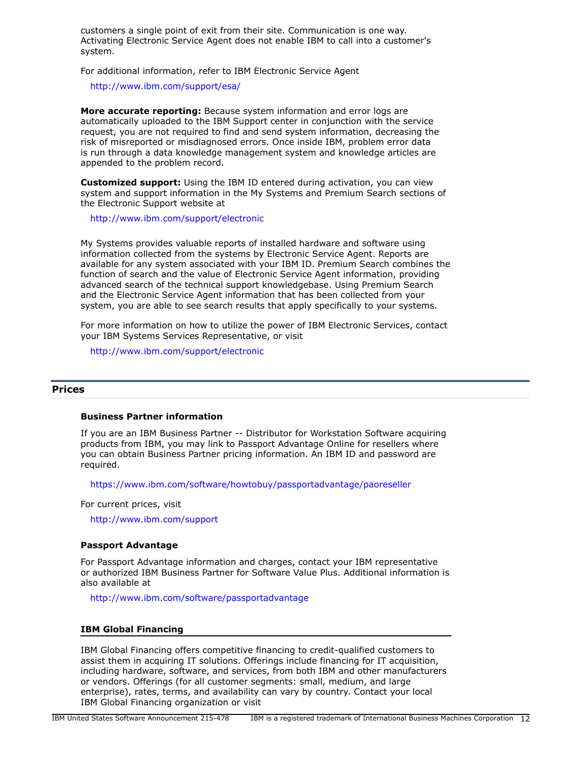customers a single point of exit from their site. Communication is one way. Activating Electronic Service Agent does not enable IBM to call into a customer's system.

For additional information, refer to IBM Electronic Service Agent

http://www.ibm.com/support/esa/

**More accurate reporting:** Because system information and error logs are automatically uploaded to the IBM Support center in conjunction with the service request, you are not required to find and send system information, decreasing the risk of misreported or misdiagnosed errors. Once inside IBM, problem error data is run through a data knowledge management system and knowledge articles are appended to the problem record.

**Customized support:** Using the IBM ID entered during activation, you can view system and support information in the My Systems and Premium Search sections of the Electronic Support website at

http://www.ibm.com/support/electronic

My Systems provides valuable reports of installed hardware and software using information collected from the systems by Electronic Service Agent. Reports are available for any system associated with your IBM ID. Premium Search combines the function of search and the value of Electronic Service Agent information, providing advanced search of the technical support knowledgebase. Using Premium Search and the Electronic Service Agent information that has been collected from your system, you are able to see search results that apply specifically to your systems.

For more information on how to utilize the power of IBM Electronic Services, contact your IBM Systems Services Representative, or visit

http://www.ibm.com/support/electronic

## Prices

### Business Partner information

If you are an IBM Business Partner -- Distributor for Workstation Software acquiring products from IBM, you may link to Passport Advantage Online for resellers where you can obtain Business Partner pricing information. An IBM ID and password are required.

https://www.ibm.com/software/howtobuy/passportadvantage/paoreseller

For current prices, visit

http://www.ibm.com/support

### Passport Advantage

For Passport Advantage information and charges, contact your IBM representative or authorized IBM Business Partner for Software Value Plus. Additional information is also available at

http://www.ibm.com/software/passportadvantage

### IBM Global Financing

IBM Global Financing offers competitive financing to credit-qualified customers to assist them in acquiring IT solutions. Offerings include financing for IT acquisition, including hardware, software, and services, from both IBM and other manufacturers or vendors. Offerings (for all customer segments: small, medium, and large enterprise), rates, terms, and availability can vary by country. Contact your local IBM Global Financing organization or visit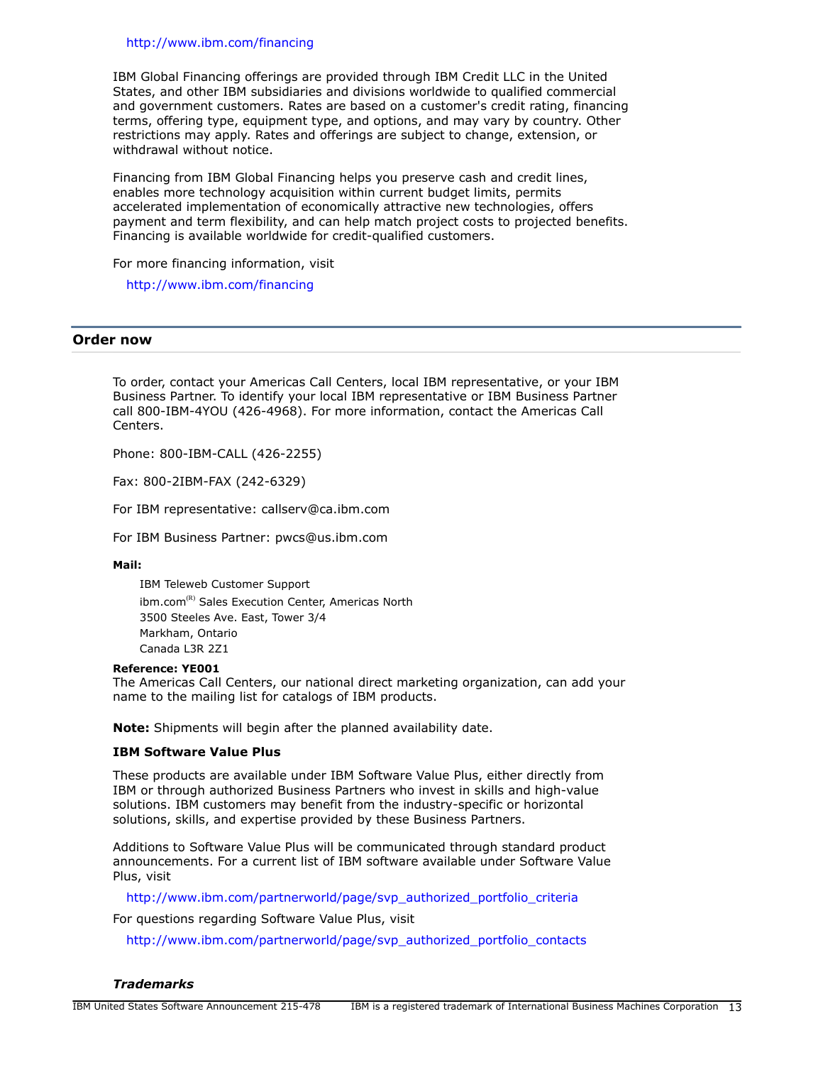http://www.ibm.com/financing

IBM Global Financing offerings are provided through IBM Credit LLC in the United States, and other IBM subsidiaries and divisions worldwide to qualified commercial and government customers. Rates are based on a customer's credit rating, financing terms, offering type, equipment type, and options, and may vary by country. Other restrictions may apply. Rates and offerings are subject to change, extension, or withdrawal without notice.

Financing from IBM Global Financing helps you preserve cash and credit lines, enables more technology acquisition within current budget limits, permits accelerated implementation of economically attractive new technologies, offers payment and term flexibility, and can help match project costs to projected benefits. Financing is available worldwide for credit-qualified customers.

For more financing information, visit

http://www.ibm.com/financing

## Order now

To order, contact your Americas Call Centers, local IBM representative, or your IBM Business Partner. To identify your local IBM representative or IBM Business Partner call 800-IBM-4YOU (426-4968). For more information, contact the Americas Call Centers.

Phone: 800-IBM-CALL (426-2255)

Fax: 800-2IBM-FAX (242-6329)

For IBM representative: callserv@ca.ibm.com

For IBM Business Partner: pwcs@us.ibm.com

**Mail:**

IBM Teleweb Customer Support
ibm.com(R) Sales Execution Center, Americas North
3500 Steeles Ave. East, Tower 3/4
Markham, Ontario
Canada L3R 2Z1

**Reference: YE001**
The Americas Call Centers, our national direct marketing organization, can add your name to the mailing list for catalogs of IBM products.

**Note:** Shipments will begin after the planned availability date.

### IBM Software Value Plus

These products are available under IBM Software Value Plus, either directly from IBM or through authorized Business Partners who invest in skills and high-value solutions. IBM customers may benefit from the industry-specific or horizontal solutions, skills, and expertise provided by these Business Partners.

Additions to Software Value Plus will be communicated through standard product announcements. For a current list of IBM software available under Software Value Plus, visit

http://www.ibm.com/partnerworld/page/svp_authorized_portfolio_criteria

For questions regarding Software Value Plus, visit

http://www.ibm.com/partnerworld/page/svp_authorized_portfolio_contacts

***Trademarks***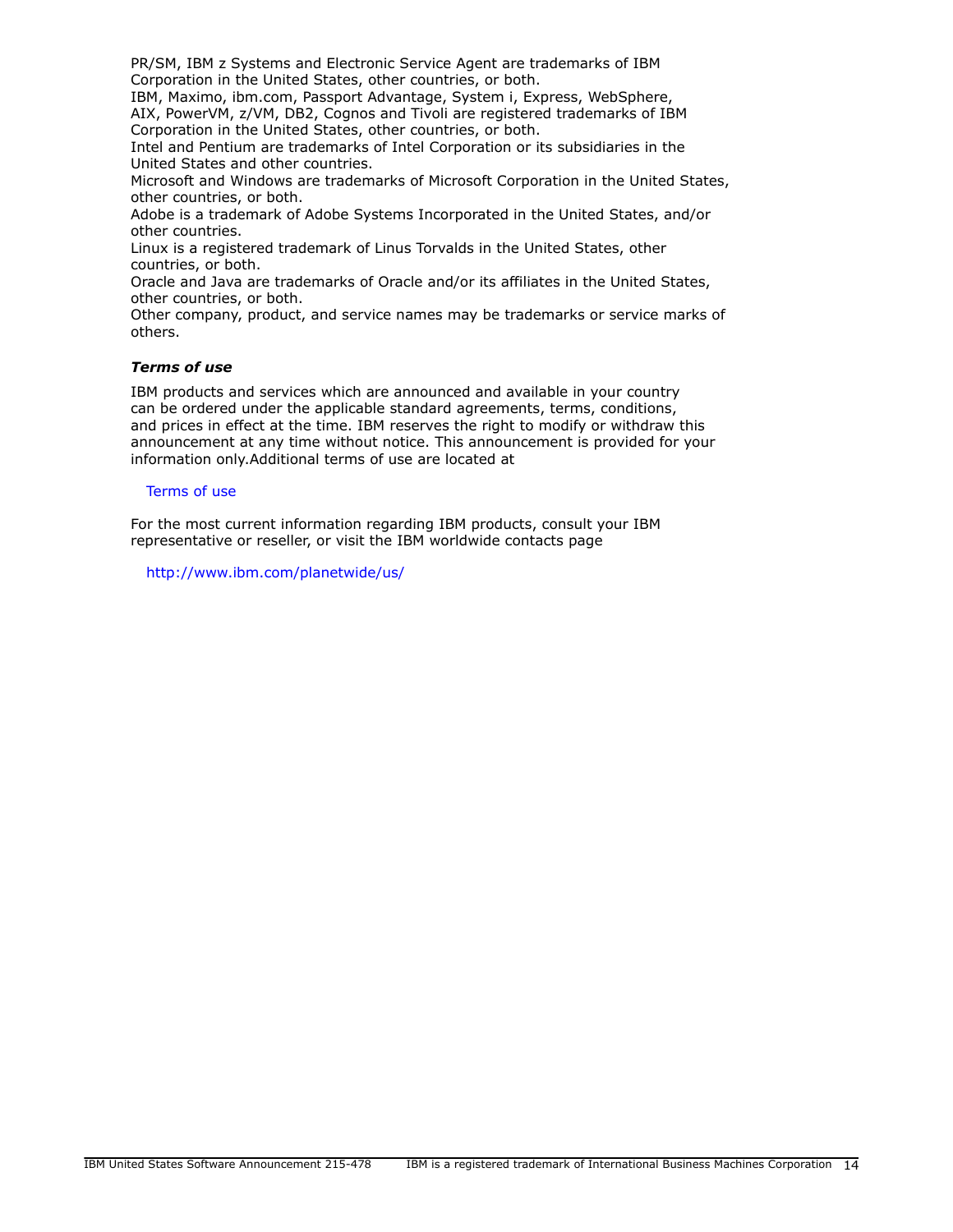PR/SM, IBM z Systems and Electronic Service Agent are trademarks of IBM Corporation in the United States, other countries, or both.

IBM, Maximo, ibm.com, Passport Advantage, System i, Express, WebSphere, AIX, PowerVM, z/VM, DB2, Cognos and Tivoli are registered trademarks of IBM Corporation in the United States, other countries, or both.

Intel and Pentium are trademarks of Intel Corporation or its subsidiaries in the United States and other countries.

Microsoft and Windows are trademarks of Microsoft Corporation in the United States, other countries, or both.

Adobe is a trademark of Adobe Systems Incorporated in the United States, and/or other countries.

Linux is a registered trademark of Linus Torvalds in the United States, other countries, or both.

Oracle and Java are trademarks of Oracle and/or its affiliates in the United States, other countries, or both.

Other company, product, and service names may be trademarks or service marks of others.

### *Terms of use*

IBM products and services which are announced and available in your country can be ordered under the applicable standard agreements, terms, conditions, and prices in effect at the time. IBM reserves the right to modify or withdraw this announcement at any time without notice. This announcement is provided for your information only.Additional terms of use are located at

Terms of use

For the most current information regarding IBM products, consult your IBM representative or reseller, or visit the IBM worldwide contacts page

http://www.ibm.com/planetwide/us/